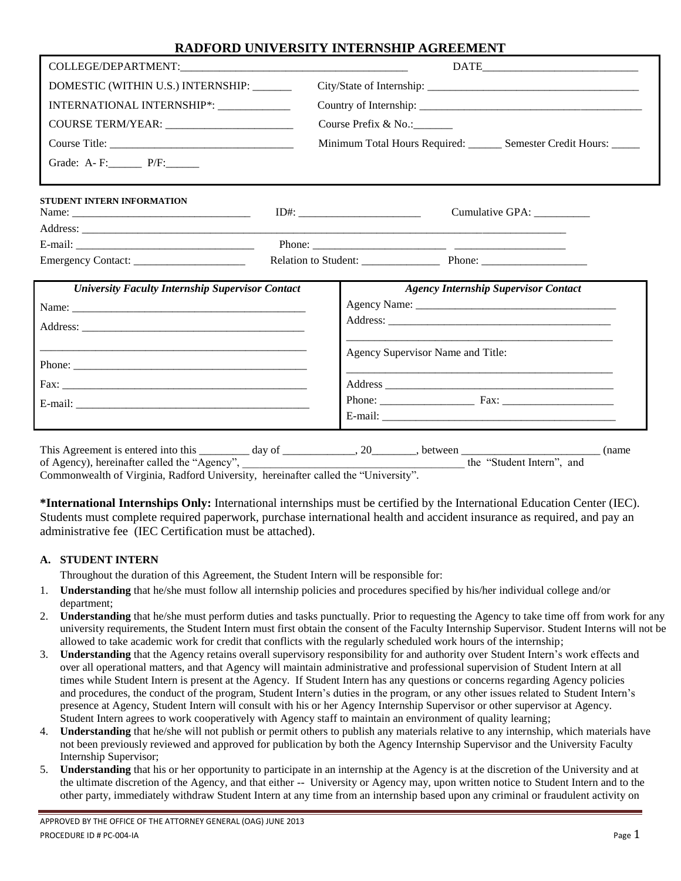# RADFORD UNIVERSITY INTERNSHIP AGREEMENT

COLLEGE/DEPARTMENT:_________________________________________ DATE___________________________

DOMESTIC (WITHIN U.S.) INTERNSHIP: _______ City/State of Internship: _____________________________________

INTERNATIONAL INTERNSHIP*: _____________ Country of Internship: ________________________________________

COURSE TERM/YEAR: _______________________ Course Prefix & No.:_______

Course Title: _________________________________ Minimum Total Hours Required: ______ Semester Credit Hours: _____

Grade: A- F:______ P/F:______

**STUDENT INTERN INFORMATION**

Name: _________________________________ ID#: ______________________ Cumulative GPA: __________

Address: ___________________________________________________________________________________

E-mail: ________________________________ Phone: ________________________ ____________________

Emergency Contact: ____________________ Relation to Student: ______________ Phone: ___________________

| *University Faculty Internship Supervisor Contact* | *Agency Internship Supervisor Contact* |
|---|---|
| Name: ___________________________________________ | Agency Name: ___________________________________ |
| Address: _________________________________________ | Address: ________________________________________ |
| _________________________________________________ | _______________________________________________ |
| Phone: __________________________________________ | Agency Supervisor Name and Title: _______________________________________________ |
| Fax: ____________________________________________ | Address ________________________________________ |
| E-mail: __________________________________________ | Phone: _________________ Fax: ____________________ |
| | E-mail: ________________________________________ |

This Agreement is entered into this _________ day of _____________, 20________, between _________________________ (name of Agency), hereinafter called the "Agency", ________________________________________ the "Student Intern", and Commonwealth of Virginia, Radford University, hereinafter called the "University".

***International Internships Only:** International internships must be certified by the International Education Center (IEC). Students must complete required paperwork, purchase international health and accident insurance as required, and pay an administrative fee (IEC Certification must be attached).

## A. STUDENT INTERN

Throughout the duration of this Agreement, the Student Intern will be responsible for:

1. **Understanding** that he/she must follow all internship policies and procedures specified by his/her individual college and/or department;
2. **Understanding** that he/she must perform duties and tasks punctually. Prior to requesting the Agency to take time off from work for any university requirements, the Student Intern must first obtain the consent of the Faculty Internship Supervisor. Student Interns will not be allowed to take academic work for credit that conflicts with the regularly scheduled work hours of the internship;
3. **Understanding** that the Agency retains overall supervisory responsibility for and authority over Student Intern's work effects and over all operational matters, and that Agency will maintain administrative and professional supervision of Student Intern at all times while Student Intern is present at the Agency. If Student Intern has any questions or concerns regarding Agency policies and procedures, the conduct of the program, Student Intern's duties in the program, or any other issues related to Student Intern's presence at Agency, Student Intern will consult with his or her Agency Internship Supervisor or other supervisor at Agency. Student Intern agrees to work cooperatively with Agency staff to maintain an environment of quality learning;
4. **Understanding** that he/she will not publish or permit others to publish any materials relative to any internship, which materials have not been previously reviewed and approved for publication by both the Agency Internship Supervisor and the University Faculty Internship Supervisor;
5. **Understanding** that his or her opportunity to participate in an internship at the Agency is at the discretion of the University and at the ultimate discretion of the Agency, and that either -- University or Agency may, upon written notice to Student Intern and to the other party, immediately withdraw Student Intern at any time from an internship based upon any criminal or fraudulent activity on

APPROVED BY THE OFFICE OF THE ATTORNEY GENERAL (OAG) JUNE 2013
PROCEDURE ID # PC-004-IA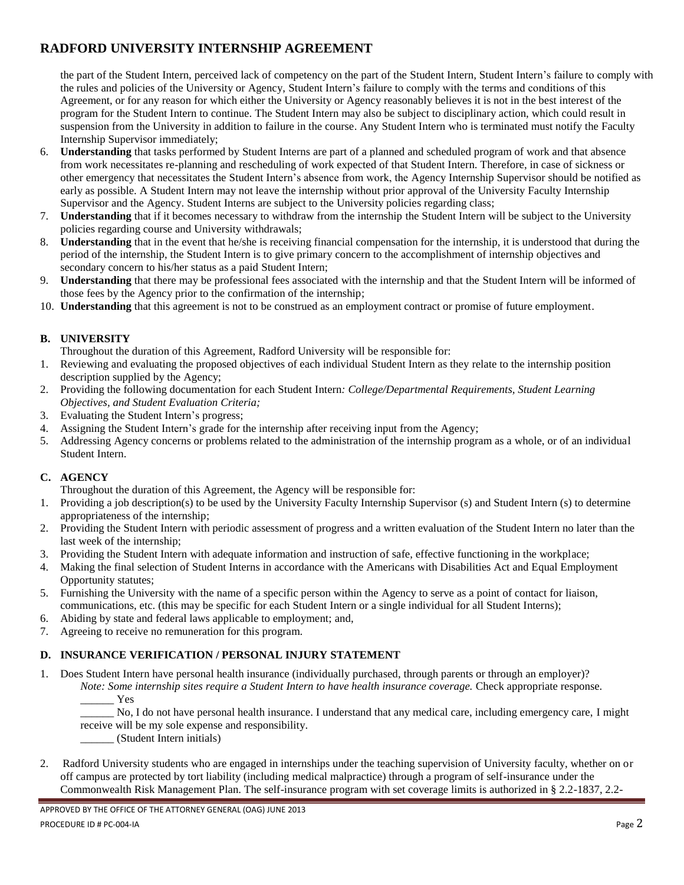the part of the Student Intern, perceived lack of competency on the part of the Student Intern, Student Intern's failure to comply with the rules and policies of the University or Agency, Student Intern's failure to comply with the terms and conditions of this Agreement, or for any reason for which either the University or Agency reasonably believes it is not in the best interest of the program for the Student Intern to continue. The Student Intern may also be subject to disciplinary action, which could result in suspension from the University in addition to failure in the course. Any Student Intern who is terminated must notify the Faculty Internship Supervisor immediately;

6. **Understanding** that tasks performed by Student Interns are part of a planned and scheduled program of work and that absence from work necessitates re-planning and rescheduling of work expected of that Student Intern. Therefore, in case of sickness or other emergency that necessitates the Student Intern's absence from work, the Agency Internship Supervisor should be notified as early as possible. A Student Intern may not leave the internship without prior approval of the University Faculty Internship Supervisor and the Agency. Student Interns are subject to the University policies regarding class;
7. **Understanding** that if it becomes necessary to withdraw from the internship the Student Intern will be subject to the University policies regarding course and University withdrawals;
8. **Understanding** that in the event that he/she is receiving financial compensation for the internship, it is understood that during the period of the internship, the Student Intern is to give primary concern to the accomplishment of internship objectives and secondary concern to his/her status as a paid Student Intern;
9. **Understanding** that there may be professional fees associated with the internship and that the Student Intern will be informed of those fees by the Agency prior to the confirmation of the internship;
10. **Understanding** that this agreement is not to be construed as an employment contract or promise of future employment.

### B. UNIVERSITY

Throughout the duration of this Agreement, Radford University will be responsible for:

1. Reviewing and evaluating the proposed objectives of each individual Student Intern as they relate to the internship position description supplied by the Agency;
2. Providing the following documentation for each Student Intern*: College/Departmental Requirements, Student Learning Objectives, and Student Evaluation Criteria;*
3. Evaluating the Student Intern's progress;
4. Assigning the Student Intern's grade for the internship after receiving input from the Agency;
5. Addressing Agency concerns or problems related to the administration of the internship program as a whole, or of an individual Student Intern.

### C. AGENCY

Throughout the duration of this Agreement, the Agency will be responsible for:

1. Providing a job description(s) to be used by the University Faculty Internship Supervisor (s) and Student Intern (s) to determine appropriateness of the internship;
2. Providing the Student Intern with periodic assessment of progress and a written evaluation of the Student Intern no later than the last week of the internship;
3. Providing the Student Intern with adequate information and instruction of safe, effective functioning in the workplace;
4. Making the final selection of Student Interns in accordance with the Americans with Disabilities Act and Equal Employment Opportunity statutes;
5. Furnishing the University with the name of a specific person within the Agency to serve as a point of contact for liaison, communications, etc. (this may be specific for each Student Intern or a single individual for all Student Interns);
6. Abiding by state and federal laws applicable to employment; and,
7. Agreeing to receive no remuneration for this program.

### D. INSURANCE VERIFICATION / PERSONAL INJURY STATEMENT

1. Does Student Intern have personal health insurance (individually purchased, through parents or through an employer)?
   *Note: Some internship sites require a Student Intern to have health insurance coverage.* Check appropriate response.
   ______ Yes
   ______ No, I do not have personal health insurance. I understand that any medical care, including emergency care, I might receive will be my sole expense and responsibility.
   ______ (Student Intern initials)

2. Radford University students who are engaged in internships under the teaching supervision of University faculty, whether on or off campus are protected by tort liability (including medical malpractice) through a program of self-insurance under the Commonwealth Risk Management Plan. The self-insurance program with set coverage limits is authorized in § 2.2-1837, 2.2-

APPROVED BY THE OFFICE OF THE ATTORNEY GENERAL (OAG) JUNE 2013
PROCEDURE ID # PC-004-IA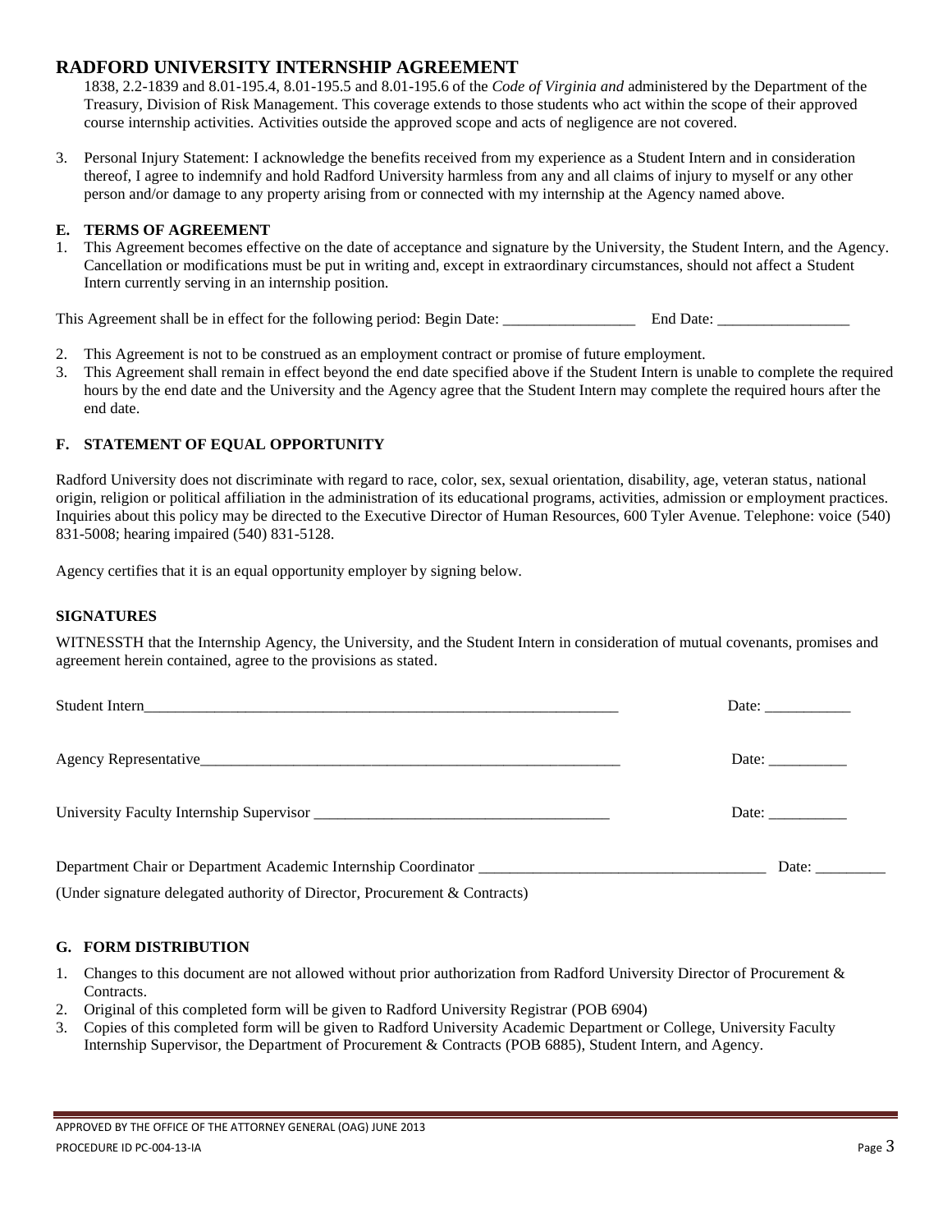# RADFORD UNIVERSITY INTERNSHIP AGREEMENT

1838, 2.2-1839 and 8.01-195.4, 8.01-195.5 and 8.01-195.6 of the *Code of Virginia and* administered by the Department of the Treasury, Division of Risk Management. This coverage extends to those students who act within the scope of their approved course internship activities. Activities outside the approved scope and acts of negligence are not covered.

3. Personal Injury Statement: I acknowledge the benefits received from my experience as a Student Intern and in consideration thereof, I agree to indemnify and hold Radford University harmless from any and all claims of injury to myself or any other person and/or damage to any property arising from or connected with my internship at the Agency named above.

### E. TERMS OF AGREEMENT

1. This Agreement becomes effective on the date of acceptance and signature by the University, the Student Intern, and the Agency. Cancellation or modifications must be put in writing and, except in extraordinary circumstances, should not affect a Student Intern currently serving in an internship position.

This Agreement shall be in effect for the following period: Begin Date: _________________ End Date: _________________

2. This Agreement is not to be construed as an employment contract or promise of future employment.
3. This Agreement shall remain in effect beyond the end date specified above if the Student Intern is unable to complete the required hours by the end date and the University and the Agency agree that the Student Intern may complete the required hours after the end date.

### F. STATEMENT OF EQUAL OPPORTUNITY

Radford University does not discriminate with regard to race, color, sex, sexual orientation, disability, age, veteran status, national origin, religion or political affiliation in the administration of its educational programs, activities, admission or employment practices. Inquiries about this policy may be directed to the Executive Director of Human Resources, 600 Tyler Avenue. Telephone: voice (540) 831-5008; hearing impaired (540) 831-5128.

Agency certifies that it is an equal opportunity employer by signing below.

### SIGNATURES

WITNESSTH that the Internship Agency, the University, and the Student Intern in consideration of mutual covenants, promises and agreement herein contained, agree to the provisions as stated.

Student Intern_________________________________________________________________ Date: ___________

Agency Representative_________________________________________________________ Date: __________

University Faculty Internship Supervisor ______________________________________ Date: __________

Department Chair or Department Academic Internship Coordinator _____________________________________ Date: _________

(Under signature delegated authority of Director, Procurement & Contracts)

### G. FORM DISTRIBUTION

1. Changes to this document are not allowed without prior authorization from Radford University Director of Procurement & Contracts.
2. Original of this completed form will be given to Radford University Registrar (POB 6904)
3. Copies of this completed form will be given to Radford University Academic Department or College, University Faculty Internship Supervisor, the Department of Procurement & Contracts (POB 6885), Student Intern, and Agency.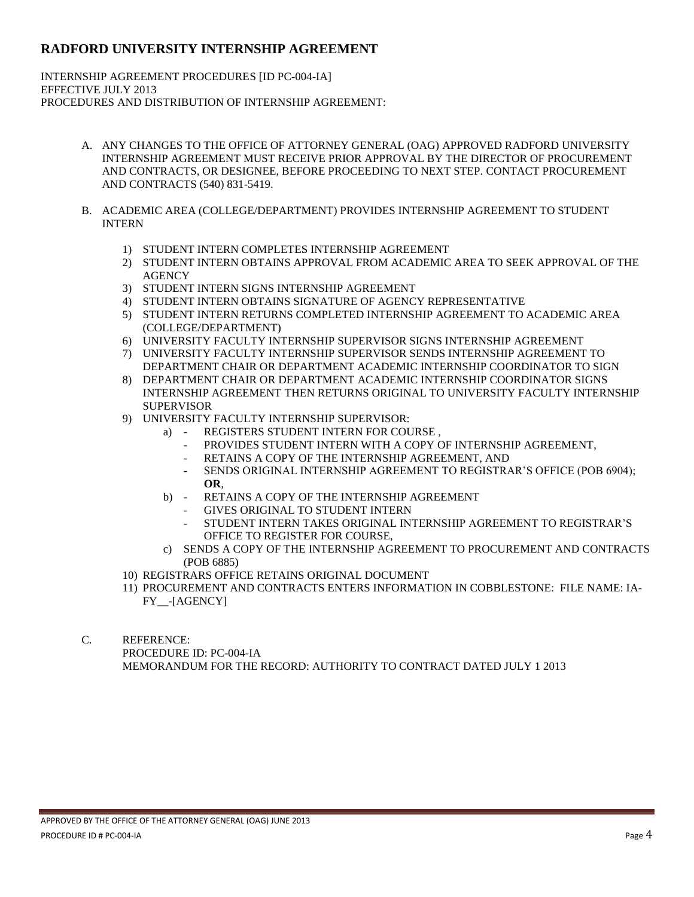# RADFORD UNIVERSITY INTERNSHIP AGREEMENT

INTERNSHIP AGREEMENT PROCEDURES [ID PC-004-IA]
EFFECTIVE JULY 2013
PROCEDURES AND DISTRIBUTION OF INTERNSHIP AGREEMENT:

A. ANY CHANGES TO THE OFFICE OF ATTORNEY GENERAL (OAG) APPROVED RADFORD UNIVERSITY INTERNSHIP AGREEMENT MUST RECEIVE PRIOR APPROVAL BY THE DIRECTOR OF PROCUREMENT AND CONTRACTS, OR DESIGNEE, BEFORE PROCEEDING TO NEXT STEP. CONTACT PROCUREMENT AND CONTRACTS (540) 831-5419.

B. ACADEMIC AREA (COLLEGE/DEPARTMENT) PROVIDES INTERNSHIP AGREEMENT TO STUDENT INTERN

   1) STUDENT INTERN COMPLETES INTERNSHIP AGREEMENT
   2) STUDENT INTERN OBTAINS APPROVAL FROM ACADEMIC AREA TO SEEK APPROVAL OF THE AGENCY
   3) STUDENT INTERN SIGNS INTERNSHIP AGREEMENT
   4) STUDENT INTERN OBTAINS SIGNATURE OF AGENCY REPRESENTATIVE
   5) STUDENT INTERN RETURNS COMPLETED INTERNSHIP AGREEMENT TO ACADEMIC AREA (COLLEGE/DEPARTMENT)
   6) UNIVERSITY FACULTY INTERNSHIP SUPERVISOR SIGNS INTERNSHIP AGREEMENT
   7) UNIVERSITY FACULTY INTERNSHIP SUPERVISOR SENDS INTERNSHIP AGREEMENT TO DEPARTMENT CHAIR OR DEPARTMENT ACADEMIC INTERNSHIP COORDINATOR TO SIGN
   8) DEPARTMENT CHAIR OR DEPARTMENT ACADEMIC INTERNSHIP COORDINATOR SIGNS INTERNSHIP AGREEMENT THEN RETURNS ORIGINAL TO UNIVERSITY FACULTY INTERNSHIP SUPERVISOR
   9) UNIVERSITY FACULTY INTERNSHIP SUPERVISOR:
      a) - REGISTERS STUDENT INTERN FOR COURSE ,
         - PROVIDES STUDENT INTERN WITH A COPY OF INTERNSHIP AGREEMENT,
         - RETAINS A COPY OF THE INTERNSHIP AGREEMENT, AND
         - SENDS ORIGINAL INTERNSHIP AGREEMENT TO REGISTRAR'S OFFICE (POB 6904); **OR**,
      b) - RETAINS A COPY OF THE INTERNSHIP AGREEMENT
         - GIVES ORIGINAL TO STUDENT INTERN
         - STUDENT INTERN TAKES ORIGINAL INTERNSHIP AGREEMENT TO REGISTRAR'S OFFICE TO REGISTER FOR COURSE,
      c) SENDS A COPY OF THE INTERNSHIP AGREEMENT TO PROCUREMENT AND CONTRACTS (POB 6885)
   10) REGISTRARS OFFICE RETAINS ORIGINAL DOCUMENT
   11) PROCUREMENT AND CONTRACTS ENTERS INFORMATION IN COBBLESTONE: FILE NAME: IA-FY__-[AGENCY]

C. REFERENCE:
   PROCEDURE ID: PC-004-IA
   MEMORANDUM FOR THE RECORD: AUTHORITY TO CONTRACT DATED JULY 1 2013